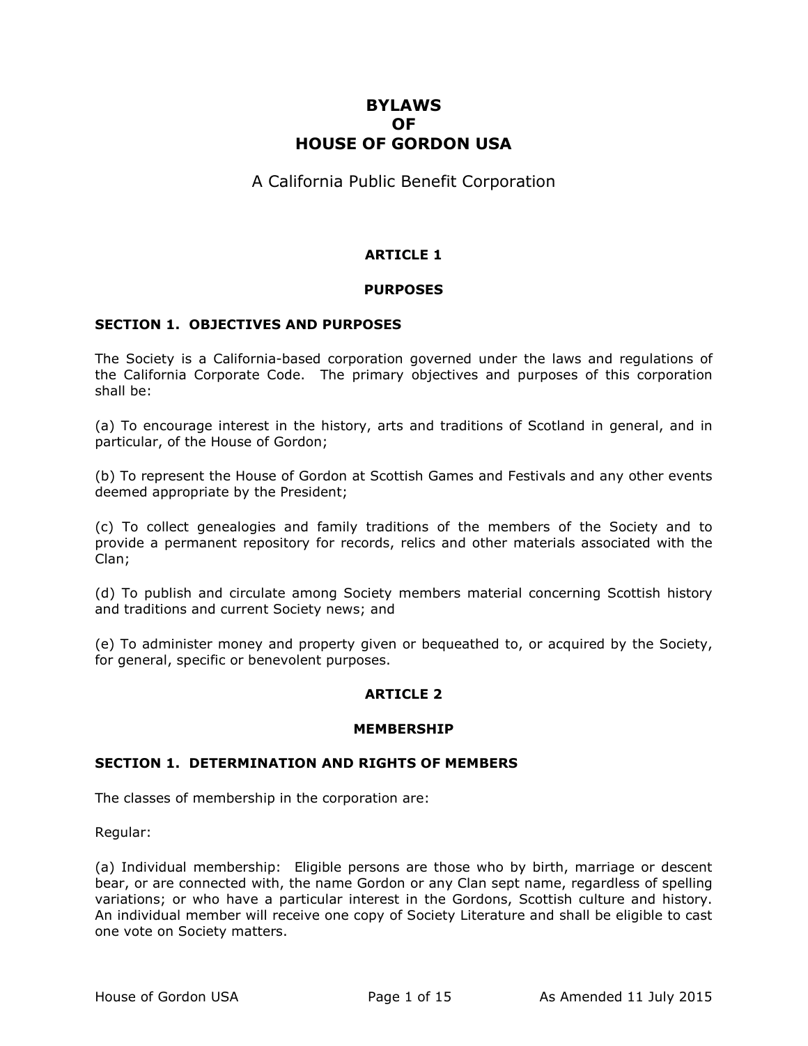# BYLAWS
# OF
# HOUSE OF GORDON USA

A California Public Benefit Corporation

## ARTICLE 1

## PURPOSES

### SECTION 1. OBJECTIVES AND PURPOSES

The Society is a California-based corporation governed under the laws and regulations of the California Corporate Code. The primary objectives and purposes of this corporation shall be:

(a) To encourage interest in the history, arts and traditions of Scotland in general, and in particular, of the House of Gordon;

(b) To represent the House of Gordon at Scottish Games and Festivals and any other events deemed appropriate by the President;

(c) To collect genealogies and family traditions of the members of the Society and to provide a permanent repository for records, relics and other materials associated with the Clan;

(d) To publish and circulate among Society members material concerning Scottish history and traditions and current Society news; and

(e) To administer money and property given or bequeathed to, or acquired by the Society, for general, specific or benevolent purposes.

## ARTICLE 2

## MEMBERSHIP

### SECTION 1. DETERMINATION AND RIGHTS OF MEMBERS

The classes of membership in the corporation are:

Regular:

(a) Individual membership: Eligible persons are those who by birth, marriage or descent bear, or are connected with, the name Gordon or any Clan sept name, regardless of spelling variations; or who have a particular interest in the Gordons, Scottish culture and history. An individual member will receive one copy of Society Literature and shall be eligible to cast one vote on Society matters.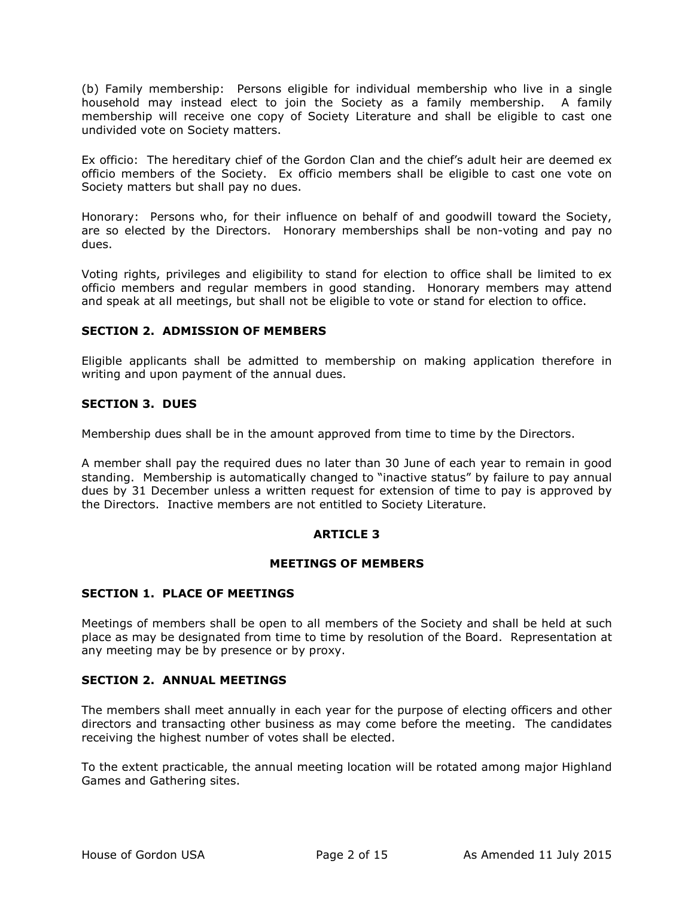(b) Family membership: Persons eligible for individual membership who live in a single household may instead elect to join the Society as a family membership. A family membership will receive one copy of Society Literature and shall be eligible to cast one undivided vote on Society matters.

Ex officio: The hereditary chief of the Gordon Clan and the chief's adult heir are deemed ex officio members of the Society. Ex officio members shall be eligible to cast one vote on Society matters but shall pay no dues.

Honorary: Persons who, for their influence on behalf of and goodwill toward the Society, are so elected by the Directors. Honorary memberships shall be non-voting and pay no dues.

Voting rights, privileges and eligibility to stand for election to office shall be limited to ex officio members and regular members in good standing. Honorary members may attend and speak at all meetings, but shall not be eligible to vote or stand for election to office.

### SECTION 2. ADMISSION OF MEMBERS

Eligible applicants shall be admitted to membership on making application therefore in writing and upon payment of the annual dues.

### SECTION 3. DUES

Membership dues shall be in the amount approved from time to time by the Directors.

A member shall pay the required dues no later than 30 June of each year to remain in good standing. Membership is automatically changed to "inactive status" by failure to pay annual dues by 31 December unless a written request for extension of time to pay is approved by the Directors. Inactive members are not entitled to Society Literature.

## ARTICLE 3

## MEETINGS OF MEMBERS

### SECTION 1. PLACE OF MEETINGS

Meetings of members shall be open to all members of the Society and shall be held at such place as may be designated from time to time by resolution of the Board. Representation at any meeting may be by presence or by proxy.

### SECTION 2. ANNUAL MEETINGS

The members shall meet annually in each year for the purpose of electing officers and other directors and transacting other business as may come before the meeting. The candidates receiving the highest number of votes shall be elected.

To the extent practicable, the annual meeting location will be rotated among major Highland Games and Gathering sites.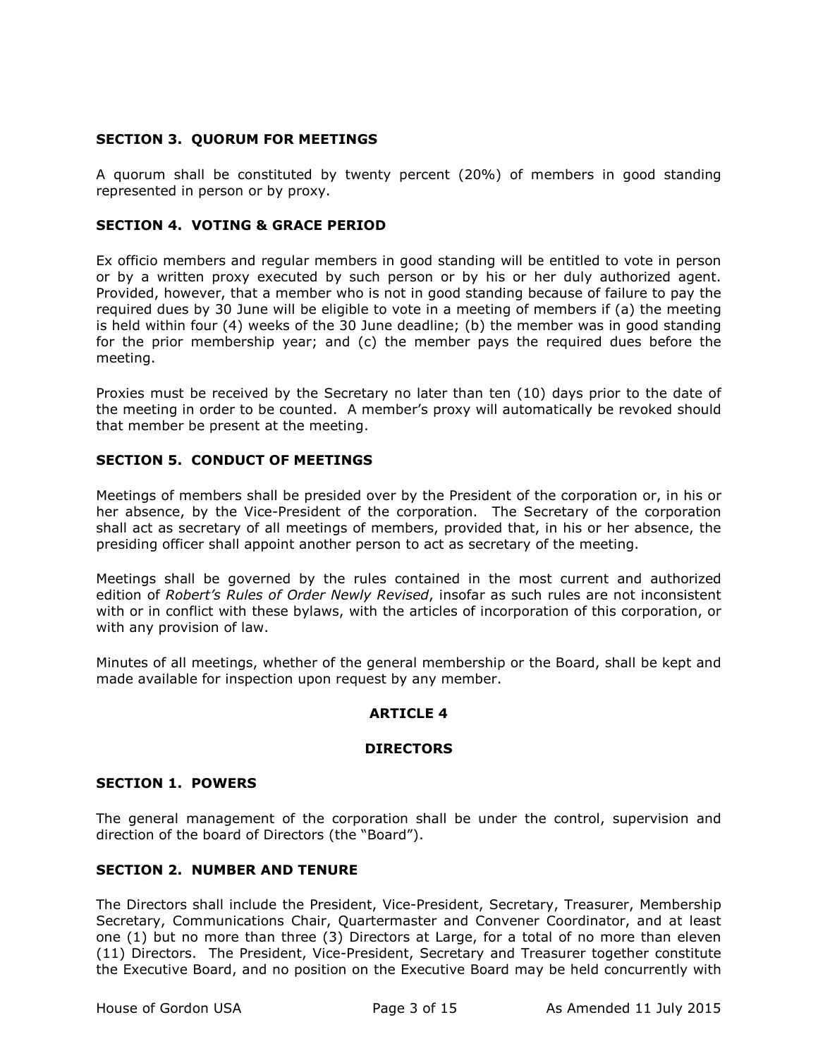**SECTION 3. QUORUM FOR MEETINGS**

A quorum shall be constituted by twenty percent (20%) of members in good standing represented in person or by proxy.

**SECTION 4. VOTING & GRACE PERIOD**

Ex officio members and regular members in good standing will be entitled to vote in person or by a written proxy executed by such person or by his or her duly authorized agent. Provided, however, that a member who is not in good standing because of failure to pay the required dues by 30 June will be eligible to vote in a meeting of members if (a) the meeting is held within four (4) weeks of the 30 June deadline; (b) the member was in good standing for the prior membership year; and (c) the member pays the required dues before the meeting.

Proxies must be received by the Secretary no later than ten (10) days prior to the date of the meeting in order to be counted. A member's proxy will automatically be revoked should that member be present at the meeting.

**SECTION 5. CONDUCT OF MEETINGS**

Meetings of members shall be presided over by the President of the corporation or, in his or her absence, by the Vice-President of the corporation. The Secretary of the corporation shall act as secretary of all meetings of members, provided that, in his or her absence, the presiding officer shall appoint another person to act as secretary of the meeting.

Meetings shall be governed by the rules contained in the most current and authorized edition of *Robert's Rules of Order Newly Revised*, insofar as such rules are not inconsistent with or in conflict with these bylaws, with the articles of incorporation of this corporation, or with any provision of law.

Minutes of all meetings, whether of the general membership or the Board, shall be kept and made available for inspection upon request by any member.

## ARTICLE 4

## DIRECTORS

**SECTION 1. POWERS**

The general management of the corporation shall be under the control, supervision and direction of the board of Directors (the "Board").

**SECTION 2. NUMBER AND TENURE**

The Directors shall include the President, Vice-President, Secretary, Treasurer, Membership Secretary, Communications Chair, Quartermaster and Convener Coordinator, and at least one (1) but no more than three (3) Directors at Large, for a total of no more than eleven (11) Directors. The President, Vice-President, Secretary and Treasurer together constitute the Executive Board, and no position on the Executive Board may be held concurrently with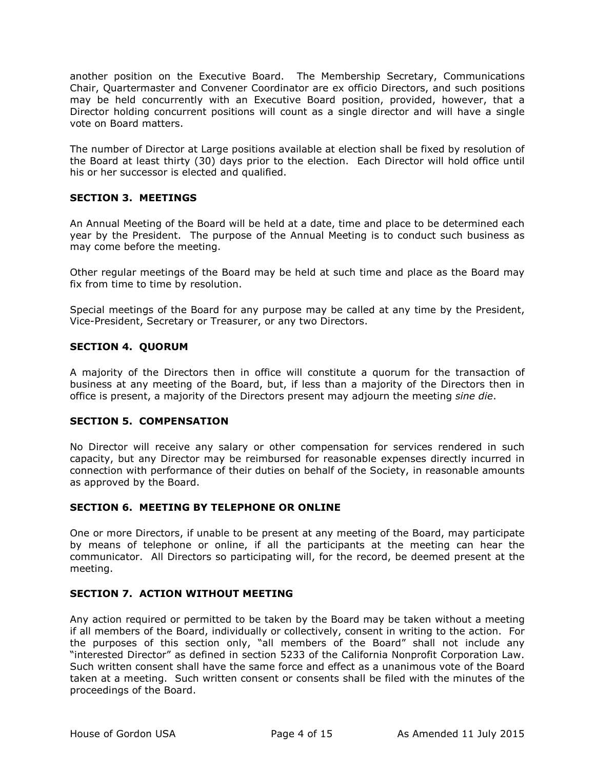another position on the Executive Board. The Membership Secretary, Communications Chair, Quartermaster and Convener Coordinator are ex officio Directors, and such positions may be held concurrently with an Executive Board position, provided, however, that a Director holding concurrent positions will count as a single director and will have a single vote on Board matters.

The number of Director at Large positions available at election shall be fixed by resolution of the Board at least thirty (30) days prior to the election. Each Director will hold office until his or her successor is elected and qualified.

### SECTION 3. MEETINGS

An Annual Meeting of the Board will be held at a date, time and place to be determined each year by the President. The purpose of the Annual Meeting is to conduct such business as may come before the meeting.

Other regular meetings of the Board may be held at such time and place as the Board may fix from time to time by resolution.

Special meetings of the Board for any purpose may be called at any time by the President, Vice-President, Secretary or Treasurer, or any two Directors.

### SECTION 4. QUORUM

A majority of the Directors then in office will constitute a quorum for the transaction of business at any meeting of the Board, but, if less than a majority of the Directors then in office is present, a majority of the Directors present may adjourn the meeting *sine die*.

### SECTION 5. COMPENSATION

No Director will receive any salary or other compensation for services rendered in such capacity, but any Director may be reimbursed for reasonable expenses directly incurred in connection with performance of their duties on behalf of the Society, in reasonable amounts as approved by the Board.

### SECTION 6. MEETING BY TELEPHONE OR ONLINE

One or more Directors, if unable to be present at any meeting of the Board, may participate by means of telephone or online, if all the participants at the meeting can hear the communicator. All Directors so participating will, for the record, be deemed present at the meeting.

### SECTION 7. ACTION WITHOUT MEETING

Any action required or permitted to be taken by the Board may be taken without a meeting if all members of the Board, individually or collectively, consent in writing to the action. For the purposes of this section only, "all members of the Board" shall not include any "interested Director" as defined in section 5233 of the California Nonprofit Corporation Law. Such written consent shall have the same force and effect as a unanimous vote of the Board taken at a meeting. Such written consent or consents shall be filed with the minutes of the proceedings of the Board.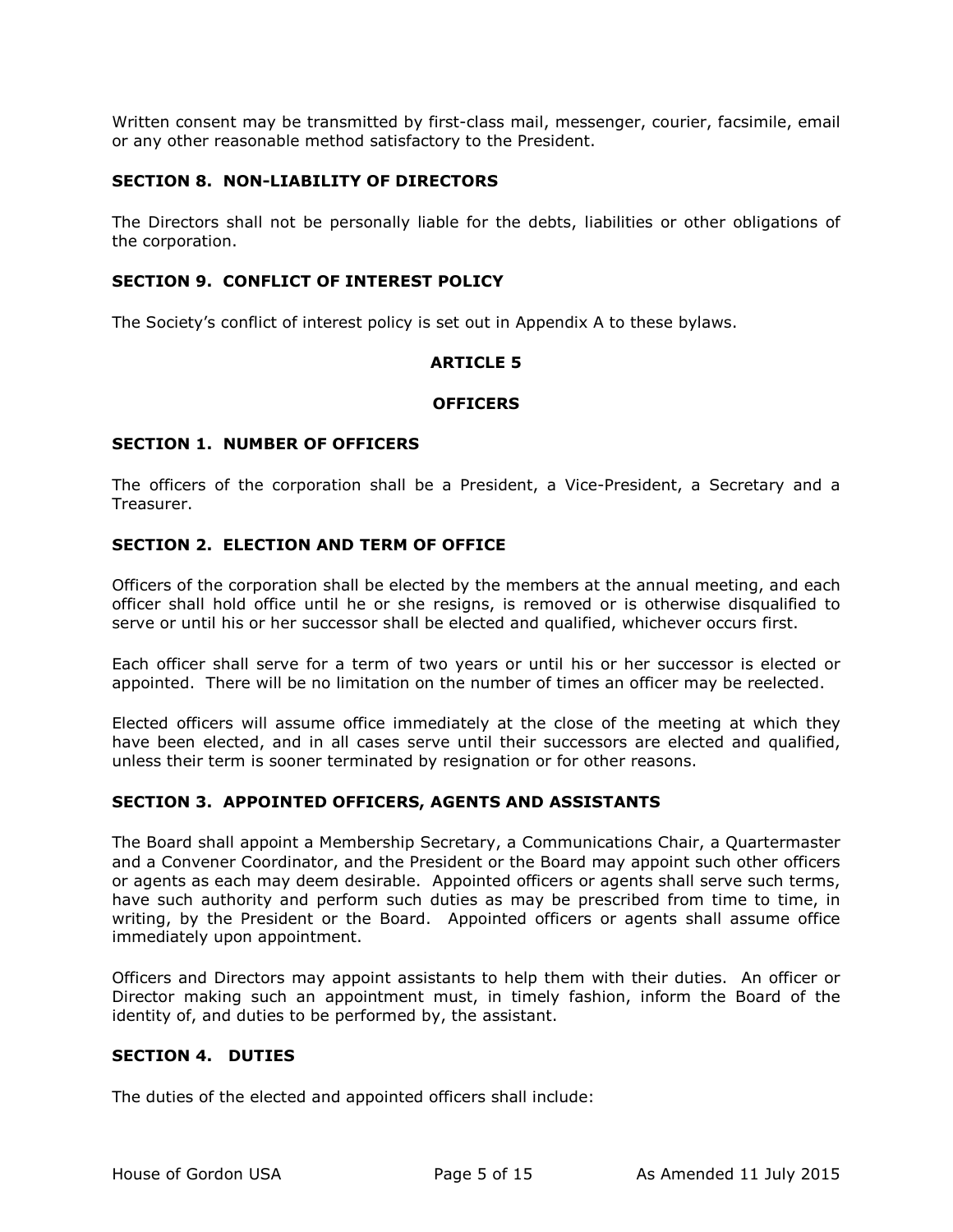Written consent may be transmitted by first-class mail, messenger, courier, facsimile, email or any other reasonable method satisfactory to the President.

### SECTION 8. NON-LIABILITY OF DIRECTORS

The Directors shall not be personally liable for the debts, liabilities or other obligations of the corporation.

### SECTION 9. CONFLICT OF INTEREST POLICY

The Society's conflict of interest policy is set out in Appendix A to these bylaws.

## ARTICLE 5

## OFFICERS

### SECTION 1. NUMBER OF OFFICERS

The officers of the corporation shall be a President, a Vice-President, a Secretary and a Treasurer.

### SECTION 2. ELECTION AND TERM OF OFFICE

Officers of the corporation shall be elected by the members at the annual meeting, and each officer shall hold office until he or she resigns, is removed or is otherwise disqualified to serve or until his or her successor shall be elected and qualified, whichever occurs first.

Each officer shall serve for a term of two years or until his or her successor is elected or appointed. There will be no limitation on the number of times an officer may be reelected.

Elected officers will assume office immediately at the close of the meeting at which they have been elected, and in all cases serve until their successors are elected and qualified, unless their term is sooner terminated by resignation or for other reasons.

### SECTION 3. APPOINTED OFFICERS, AGENTS AND ASSISTANTS

The Board shall appoint a Membership Secretary, a Communications Chair, a Quartermaster and a Convener Coordinator, and the President or the Board may appoint such other officers or agents as each may deem desirable. Appointed officers or agents shall serve such terms, have such authority and perform such duties as may be prescribed from time to time, in writing, by the President or the Board. Appointed officers or agents shall assume office immediately upon appointment.

Officers and Directors may appoint assistants to help them with their duties. An officer or Director making such an appointment must, in timely fashion, inform the Board of the identity of, and duties to be performed by, the assistant.

### SECTION 4. DUTIES

The duties of the elected and appointed officers shall include: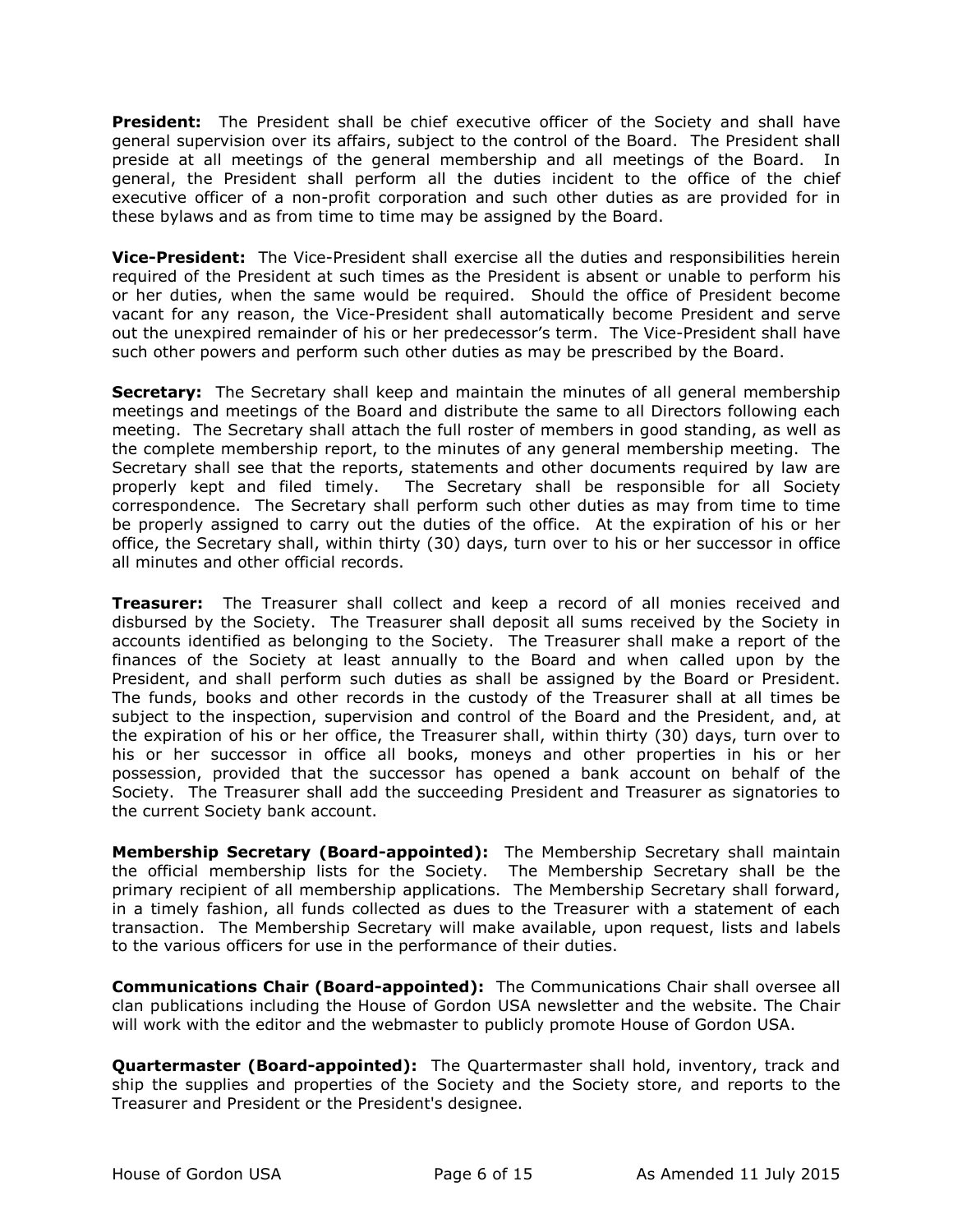**President:** The President shall be chief executive officer of the Society and shall have general supervision over its affairs, subject to the control of the Board. The President shall preside at all meetings of the general membership and all meetings of the Board. In general, the President shall perform all the duties incident to the office of the chief executive officer of a non-profit corporation and such other duties as are provided for in these bylaws and as from time to time may be assigned by the Board.

**Vice-President:** The Vice-President shall exercise all the duties and responsibilities herein required of the President at such times as the President is absent or unable to perform his or her duties, when the same would be required. Should the office of President become vacant for any reason, the Vice-President shall automatically become President and serve out the unexpired remainder of his or her predecessor's term. The Vice-President shall have such other powers and perform such other duties as may be prescribed by the Board.

**Secretary:** The Secretary shall keep and maintain the minutes of all general membership meetings and meetings of the Board and distribute the same to all Directors following each meeting. The Secretary shall attach the full roster of members in good standing, as well as the complete membership report, to the minutes of any general membership meeting. The Secretary shall see that the reports, statements and other documents required by law are properly kept and filed timely. The Secretary shall be responsible for all Society correspondence. The Secretary shall perform such other duties as may from time to time be properly assigned to carry out the duties of the office. At the expiration of his or her office, the Secretary shall, within thirty (30) days, turn over to his or her successor in office all minutes and other official records.

**Treasurer:** The Treasurer shall collect and keep a record of all monies received and disbursed by the Society. The Treasurer shall deposit all sums received by the Society in accounts identified as belonging to the Society. The Treasurer shall make a report of the finances of the Society at least annually to the Board and when called upon by the President, and shall perform such duties as shall be assigned by the Board or President. The funds, books and other records in the custody of the Treasurer shall at all times be subject to the inspection, supervision and control of the Board and the President, and, at the expiration of his or her office, the Treasurer shall, within thirty (30) days, turn over to his or her successor in office all books, moneys and other properties in his or her possession, provided that the successor has opened a bank account on behalf of the Society. The Treasurer shall add the succeeding President and Treasurer as signatories to the current Society bank account.

**Membership Secretary (Board-appointed):** The Membership Secretary shall maintain the official membership lists for the Society. The Membership Secretary shall be the primary recipient of all membership applications. The Membership Secretary shall forward, in a timely fashion, all funds collected as dues to the Treasurer with a statement of each transaction. The Membership Secretary will make available, upon request, lists and labels to the various officers for use in the performance of their duties.

**Communications Chair (Board-appointed):** The Communications Chair shall oversee all clan publications including the House of Gordon USA newsletter and the website. The Chair will work with the editor and the webmaster to publicly promote House of Gordon USA.

**Quartermaster (Board-appointed):** The Quartermaster shall hold, inventory, track and ship the supplies and properties of the Society and the Society store, and reports to the Treasurer and President or the President's designee.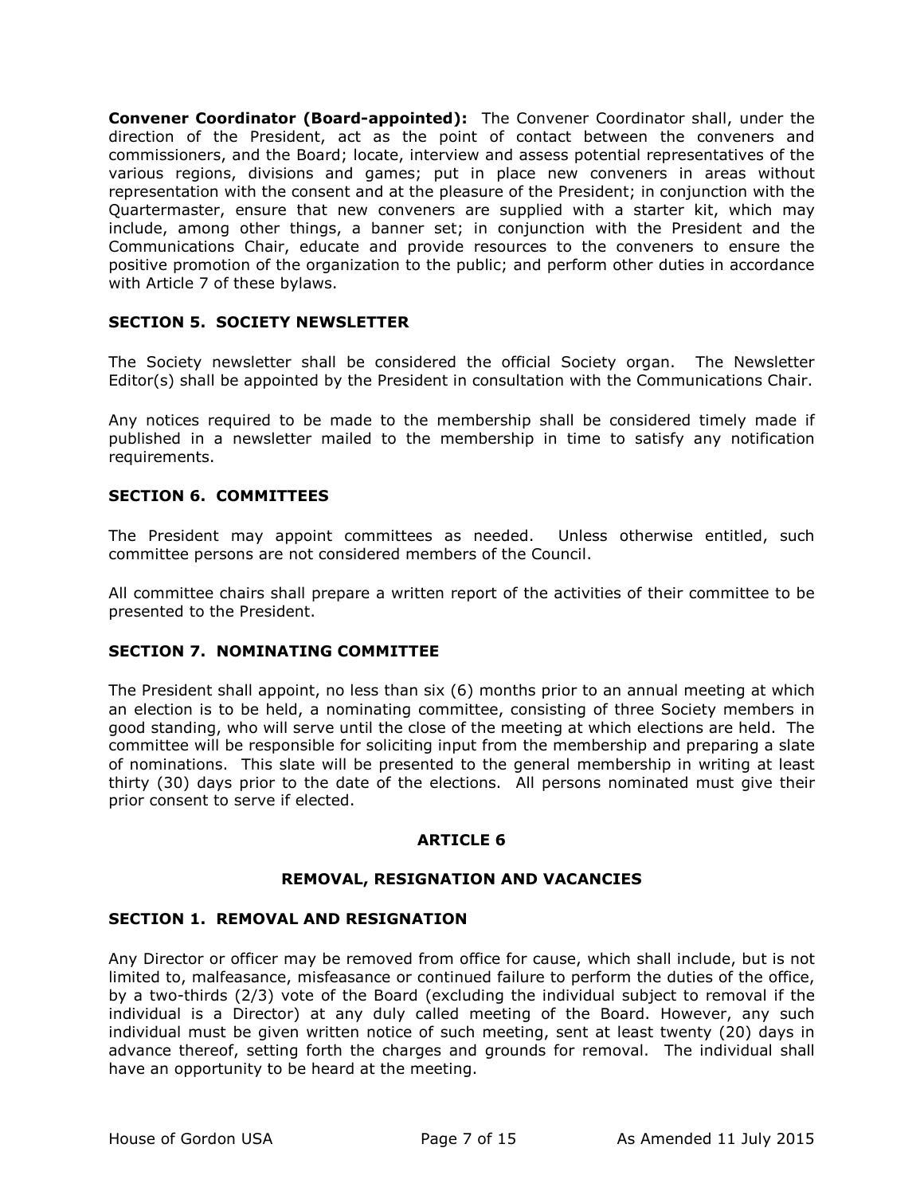**Convener Coordinator (Board-appointed):** The Convener Coordinator shall, under the direction of the President, act as the point of contact between the conveners and commissioners, and the Board; locate, interview and assess potential representatives of the various regions, divisions and games; put in place new conveners in areas without representation with the consent and at the pleasure of the President; in conjunction with the Quartermaster, ensure that new conveners are supplied with a starter kit, which may include, among other things, a banner set; in conjunction with the President and the Communications Chair, educate and provide resources to the conveners to ensure the positive promotion of the organization to the public; and perform other duties in accordance with Article 7 of these bylaws.

### SECTION 5. SOCIETY NEWSLETTER

The Society newsletter shall be considered the official Society organ. The Newsletter Editor(s) shall be appointed by the President in consultation with the Communications Chair.

Any notices required to be made to the membership shall be considered timely made if published in a newsletter mailed to the membership in time to satisfy any notification requirements.

### SECTION 6. COMMITTEES

The President may appoint committees as needed. Unless otherwise entitled, such committee persons are not considered members of the Council.

All committee chairs shall prepare a written report of the activities of their committee to be presented to the President.

### SECTION 7. NOMINATING COMMITTEE

The President shall appoint, no less than six (6) months prior to an annual meeting at which an election is to be held, a nominating committee, consisting of three Society members in good standing, who will serve until the close of the meeting at which elections are held. The committee will be responsible for soliciting input from the membership and preparing a slate of nominations. This slate will be presented to the general membership in writing at least thirty (30) days prior to the date of the elections. All persons nominated must give their prior consent to serve if elected.

## ARTICLE 6

## REMOVAL, RESIGNATION AND VACANCIES

### SECTION 1. REMOVAL AND RESIGNATION

Any Director or officer may be removed from office for cause, which shall include, but is not limited to, malfeasance, misfeasance or continued failure to perform the duties of the office, by a two-thirds (2/3) vote of the Board (excluding the individual subject to removal if the individual is a Director) at any duly called meeting of the Board. However, any such individual must be given written notice of such meeting, sent at least twenty (20) days in advance thereof, setting forth the charges and grounds for removal. The individual shall have an opportunity to be heard at the meeting.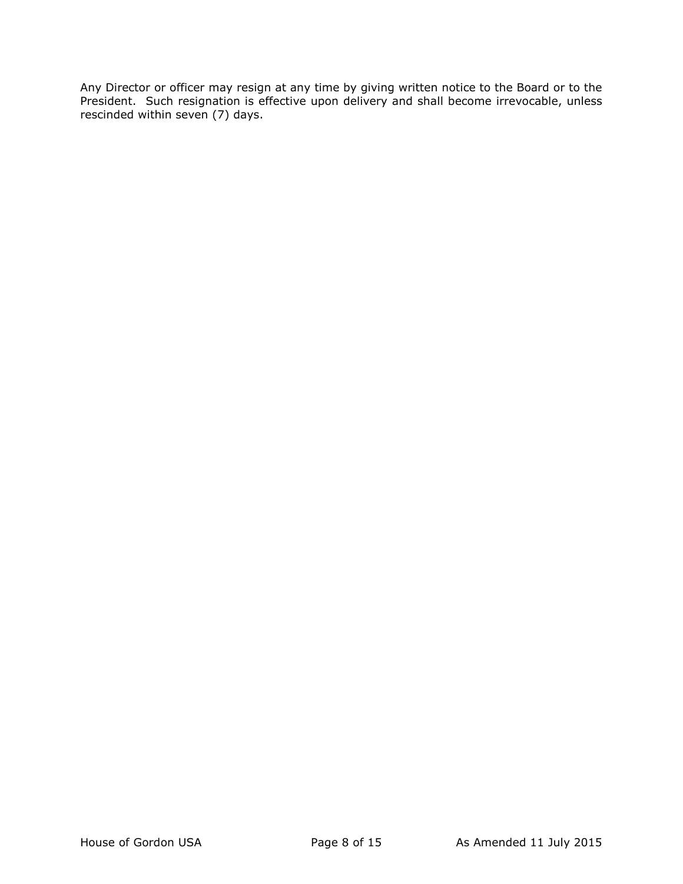Any Director or officer may resign at any time by giving written notice to the Board or to the President. Such resignation is effective upon delivery and shall become irrevocable, unless rescinded within seven (7) days.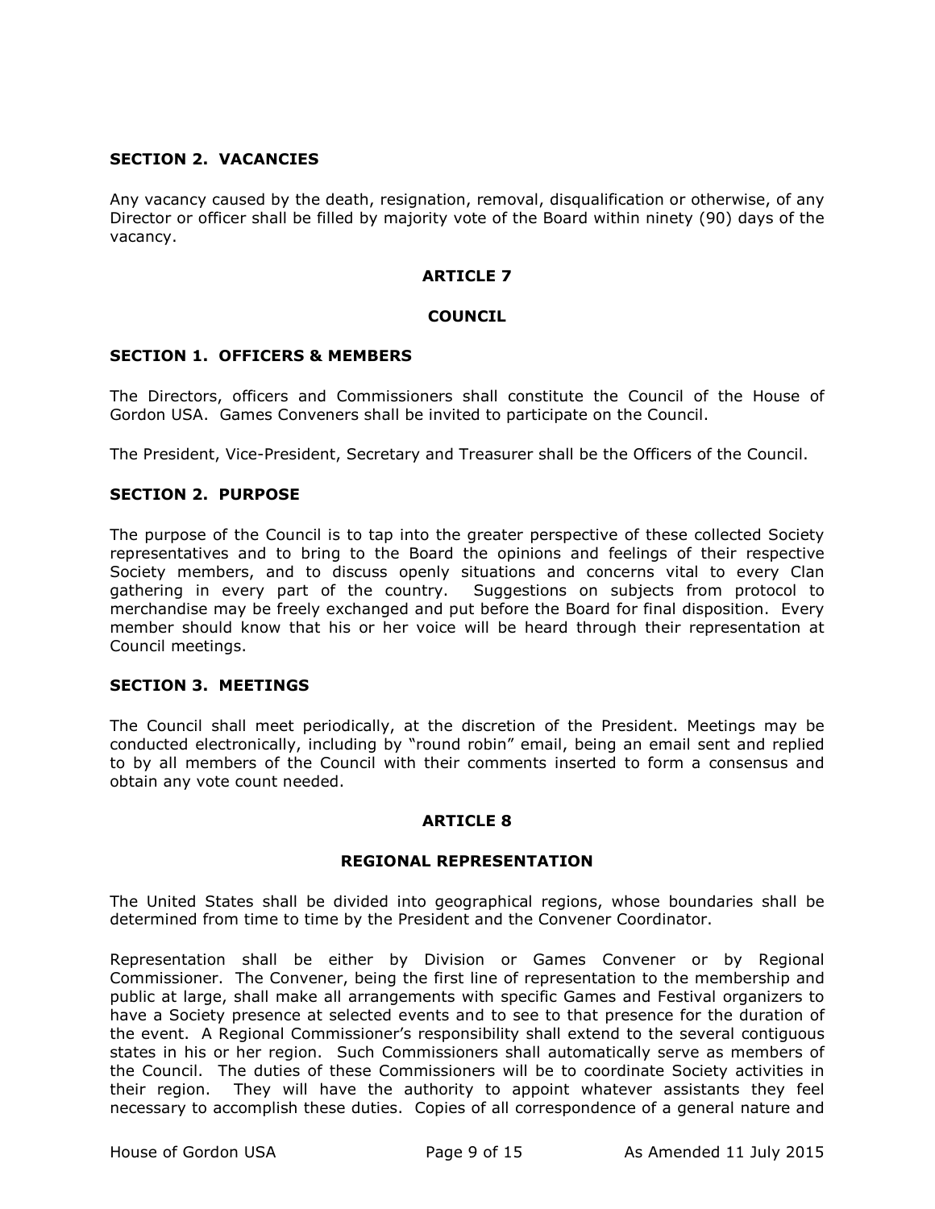**SECTION 2. VACANCIES**

Any vacancy caused by the death, resignation, removal, disqualification or otherwise, of any Director or officer shall be filled by majority vote of the Board within ninety (90) days of the vacancy.

## ARTICLE 7

## COUNCIL

**SECTION 1. OFFICERS & MEMBERS**

The Directors, officers and Commissioners shall constitute the Council of the House of Gordon USA. Games Conveners shall be invited to participate on the Council.

The President, Vice-President, Secretary and Treasurer shall be the Officers of the Council.

**SECTION 2. PURPOSE**

The purpose of the Council is to tap into the greater perspective of these collected Society representatives and to bring to the Board the opinions and feelings of their respective Society members, and to discuss openly situations and concerns vital to every Clan gathering in every part of the country. Suggestions on subjects from protocol to merchandise may be freely exchanged and put before the Board for final disposition. Every member should know that his or her voice will be heard through their representation at Council meetings.

**SECTION 3. MEETINGS**

The Council shall meet periodically, at the discretion of the President. Meetings may be conducted electronically, including by "round robin" email, being an email sent and replied to by all members of the Council with their comments inserted to form a consensus and obtain any vote count needed.

## ARTICLE 8

## REGIONAL REPRESENTATION

The United States shall be divided into geographical regions, whose boundaries shall be determined from time to time by the President and the Convener Coordinator.

Representation shall be either by Division or Games Convener or by Regional Commissioner. The Convener, being the first line of representation to the membership and public at large, shall make all arrangements with specific Games and Festival organizers to have a Society presence at selected events and to see to that presence for the duration of the event. A Regional Commissioner's responsibility shall extend to the several contiguous states in his or her region. Such Commissioners shall automatically serve as members of the Council. The duties of these Commissioners will be to coordinate Society activities in their region. They will have the authority to appoint whatever assistants they feel necessary to accomplish these duties. Copies of all correspondence of a general nature and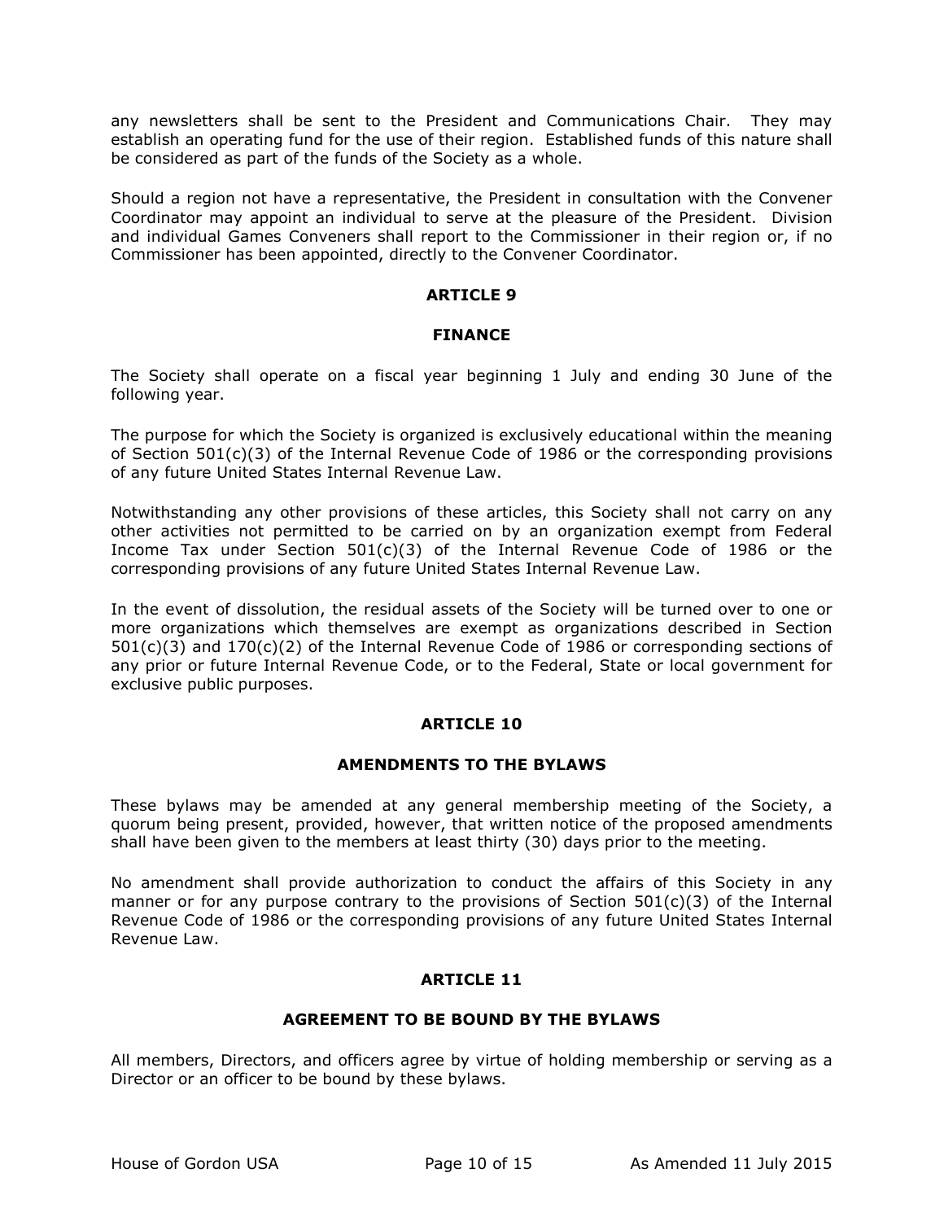any newsletters shall be sent to the President and Communications Chair. They may establish an operating fund for the use of their region. Established funds of this nature shall be considered as part of the funds of the Society as a whole.

Should a region not have a representative, the President in consultation with the Convener Coordinator may appoint an individual to serve at the pleasure of the President. Division and individual Games Conveners shall report to the Commissioner in their region or, if no Commissioner has been appointed, directly to the Convener Coordinator.

## ARTICLE 9

## FINANCE

The Society shall operate on a fiscal year beginning 1 July and ending 30 June of the following year.

The purpose for which the Society is organized is exclusively educational within the meaning of Section 501(c)(3) of the Internal Revenue Code of 1986 or the corresponding provisions of any future United States Internal Revenue Law.

Notwithstanding any other provisions of these articles, this Society shall not carry on any other activities not permitted to be carried on by an organization exempt from Federal Income Tax under Section 501(c)(3) of the Internal Revenue Code of 1986 or the corresponding provisions of any future United States Internal Revenue Law.

In the event of dissolution, the residual assets of the Society will be turned over to one or more organizations which themselves are exempt as organizations described in Section 501(c)(3) and 170(c)(2) of the Internal Revenue Code of 1986 or corresponding sections of any prior or future Internal Revenue Code, or to the Federal, State or local government for exclusive public purposes.

## ARTICLE 10

## AMENDMENTS TO THE BYLAWS

These bylaws may be amended at any general membership meeting of the Society, a quorum being present, provided, however, that written notice of the proposed amendments shall have been given to the members at least thirty (30) days prior to the meeting.

No amendment shall provide authorization to conduct the affairs of this Society in any manner or for any purpose contrary to the provisions of Section 501(c)(3) of the Internal Revenue Code of 1986 or the corresponding provisions of any future United States Internal Revenue Law.

## ARTICLE 11

## AGREEMENT TO BE BOUND BY THE BYLAWS

All members, Directors, and officers agree by virtue of holding membership or serving as a Director or an officer to be bound by these bylaws.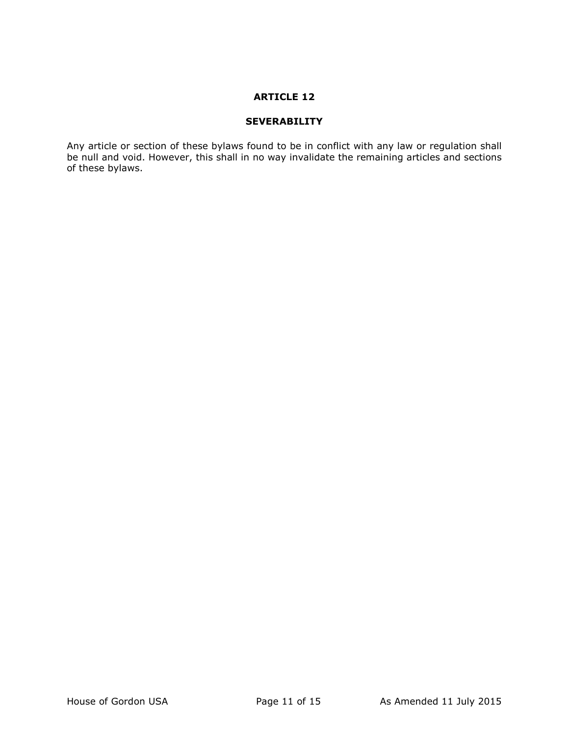## ARTICLE 12

### SEVERABILITY

Any article or section of these bylaws found to be in conflict with any law or regulation shall be null and void. However, this shall in no way invalidate the remaining articles and sections of these bylaws.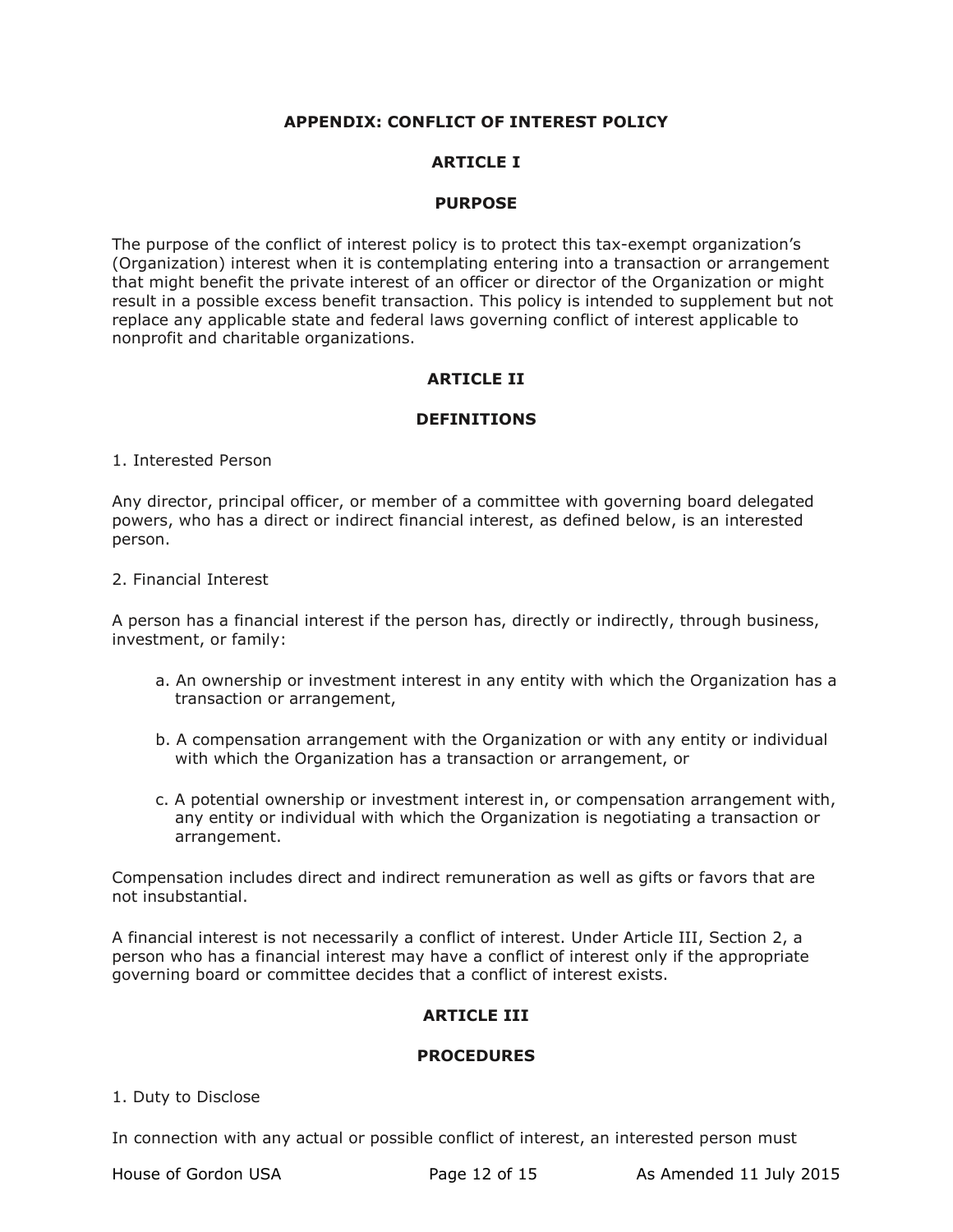# APPENDIX: CONFLICT OF INTEREST POLICY

## ARTICLE I

## PURPOSE

The purpose of the conflict of interest policy is to protect this tax-exempt organization's (Organization) interest when it is contemplating entering into a transaction or arrangement that might benefit the private interest of an officer or director of the Organization or might result in a possible excess benefit transaction. This policy is intended to supplement but not replace any applicable state and federal laws governing conflict of interest applicable to nonprofit and charitable organizations.

## ARTICLE II

## DEFINITIONS

1. Interested Person

Any director, principal officer, or member of a committee with governing board delegated powers, who has a direct or indirect financial interest, as defined below, is an interested person.

2. Financial Interest

A person has a financial interest if the person has, directly or indirectly, through business, investment, or family:

a. An ownership or investment interest in any entity with which the Organization has a transaction or arrangement,

b. A compensation arrangement with the Organization or with any entity or individual with which the Organization has a transaction or arrangement, or

c. A potential ownership or investment interest in, or compensation arrangement with, any entity or individual with which the Organization is negotiating a transaction or arrangement.

Compensation includes direct and indirect remuneration as well as gifts or favors that are not insubstantial.

A financial interest is not necessarily a conflict of interest. Under Article III, Section 2, a person who has a financial interest may have a conflict of interest only if the appropriate governing board or committee decides that a conflict of interest exists.

## ARTICLE III

## PROCEDURES

1. Duty to Disclose

In connection with any actual or possible conflict of interest, an interested person must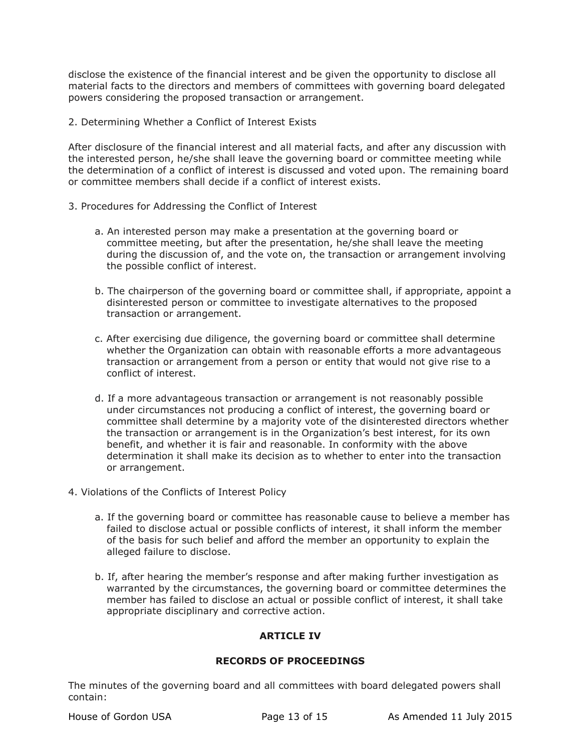disclose the existence of the financial interest and be given the opportunity to disclose all material facts to the directors and members of committees with governing board delegated powers considering the proposed transaction or arrangement.

2. Determining Whether a Conflict of Interest Exists

After disclosure of the financial interest and all material facts, and after any discussion with the interested person, he/she shall leave the governing board or committee meeting while the determination of a conflict of interest is discussed and voted upon. The remaining board or committee members shall decide if a conflict of interest exists.

3. Procedures for Addressing the Conflict of Interest

   a. An interested person may make a presentation at the governing board or committee meeting, but after the presentation, he/she shall leave the meeting during the discussion of, and the vote on, the transaction or arrangement involving the possible conflict of interest.

   b. The chairperson of the governing board or committee shall, if appropriate, appoint a disinterested person or committee to investigate alternatives to the proposed transaction or arrangement.

   c. After exercising due diligence, the governing board or committee shall determine whether the Organization can obtain with reasonable efforts a more advantageous transaction or arrangement from a person or entity that would not give rise to a conflict of interest.

   d. If a more advantageous transaction or arrangement is not reasonably possible under circumstances not producing a conflict of interest, the governing board or committee shall determine by a majority vote of the disinterested directors whether the transaction or arrangement is in the Organization's best interest, for its own benefit, and whether it is fair and reasonable. In conformity with the above determination it shall make its decision as to whether to enter into the transaction or arrangement.

4. Violations of the Conflicts of Interest Policy

   a. If the governing board or committee has reasonable cause to believe a member has failed to disclose actual or possible conflicts of interest, it shall inform the member of the basis for such belief and afford the member an opportunity to explain the alleged failure to disclose.

   b. If, after hearing the member's response and after making further investigation as warranted by the circumstances, the governing board or committee determines the member has failed to disclose an actual or possible conflict of interest, it shall take appropriate disciplinary and corrective action.

## ARTICLE IV

## RECORDS OF PROCEEDINGS

The minutes of the governing board and all committees with board delegated powers shall contain: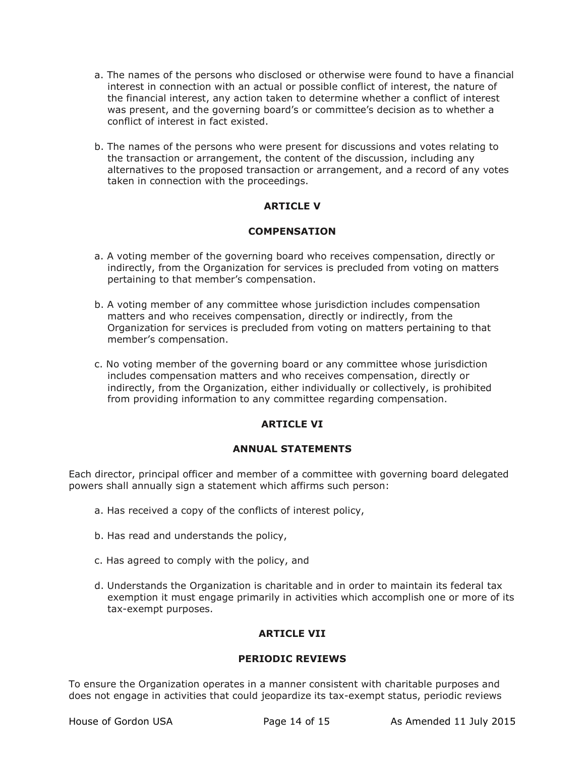a. The names of the persons who disclosed or otherwise were found to have a financial interest in connection with an actual or possible conflict of interest, the nature of the financial interest, any action taken to determine whether a conflict of interest was present, and the governing board's or committee's decision as to whether a conflict of interest in fact existed.

b. The names of the persons who were present for discussions and votes relating to the transaction or arrangement, the content of the discussion, including any alternatives to the proposed transaction or arrangement, and a record of any votes taken in connection with the proceedings.

## ARTICLE V

## COMPENSATION

a. A voting member of the governing board who receives compensation, directly or indirectly, from the Organization for services is precluded from voting on matters pertaining to that member's compensation.

b. A voting member of any committee whose jurisdiction includes compensation matters and who receives compensation, directly or indirectly, from the Organization for services is precluded from voting on matters pertaining to that member's compensation.

c. No voting member of the governing board or any committee whose jurisdiction includes compensation matters and who receives compensation, directly or indirectly, from the Organization, either individually or collectively, is prohibited from providing information to any committee regarding compensation.

## ARTICLE VI

## ANNUAL STATEMENTS

Each director, principal officer and member of a committee with governing board delegated powers shall annually sign a statement which affirms such person:

a. Has received a copy of the conflicts of interest policy,

b. Has read and understands the policy,

c. Has agreed to comply with the policy, and

d. Understands the Organization is charitable and in order to maintain its federal tax exemption it must engage primarily in activities which accomplish one or more of its tax-exempt purposes.

## ARTICLE VII

## PERIODIC REVIEWS

To ensure the Organization operates in a manner consistent with charitable purposes and does not engage in activities that could jeopardize its tax-exempt status, periodic reviews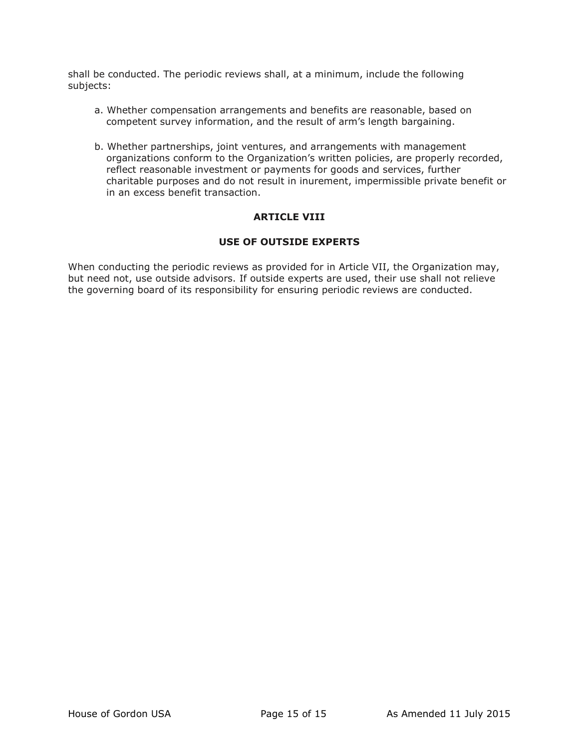shall be conducted. The periodic reviews shall, at a minimum, include the following subjects:

a. Whether compensation arrangements and benefits are reasonable, based on competent survey information, and the result of arm's length bargaining.

b. Whether partnerships, joint ventures, and arrangements with management organizations conform to the Organization's written policies, are properly recorded, reflect reasonable investment or payments for goods and services, further charitable purposes and do not result in inurement, impermissible private benefit or in an excess benefit transaction.

## ARTICLE VIII

## USE OF OUTSIDE EXPERTS

When conducting the periodic reviews as provided for in Article VII, the Organization may, but need not, use outside advisors. If outside experts are used, their use shall not relieve the governing board of its responsibility for ensuring periodic reviews are conducted.